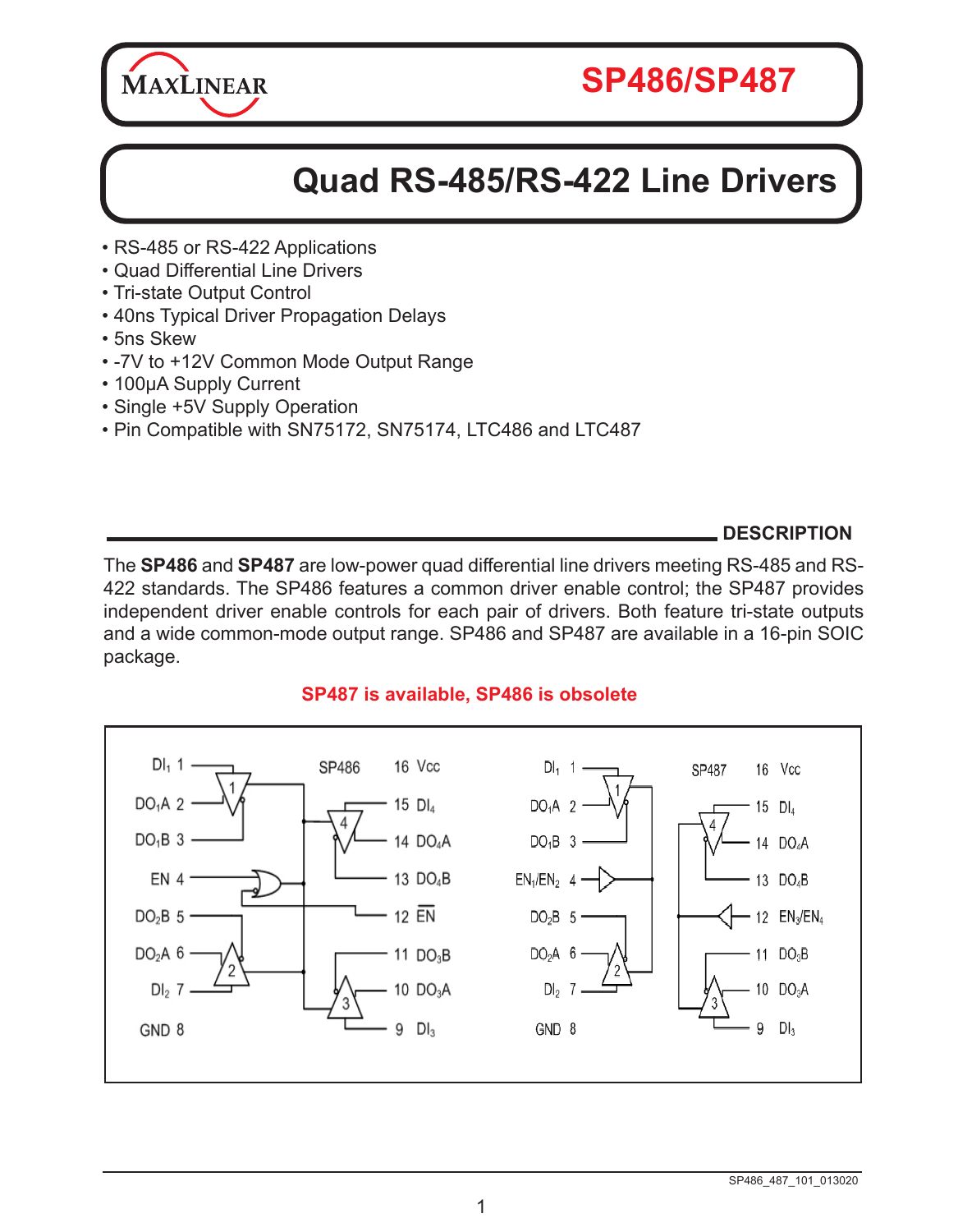MaxLinear

# SP486/SP487

## Quad RS-485/RS-422 Line Drivers

- RS-485 or RS-422 Applications
- Quad Differential Line Drivers
- Tri-state Output Control
- 40ns Typical Driver Propagation Delays
- 5ns Skew
- -7V to +12V Common Mode Output Range
- 100µA Supply Current
- Single +5V Supply Operation
- Pin Compatible with SN75172, SN75174, LTC486 and LTC487

### DESCRIPTION

The **SP486** and **SP487** are low-power quad differential line drivers meeting RS-485 and RS-422 standards. The SP486 features a common driver enable control; the SP487 provides independent driver enable controls for each pair of drivers. Both feature tri-state outputs and a wide common-mode output range. SP486 and SP487 are available in a 16-pin SOIC package.

**SP487 is available, SP486 is obsolete**

| SP486 Pin | Name | Pin | Name |
|---|---|---|---|
| 1 | $DI_1$ | 16 | Vcc |
| 2 | $DO_1A$ | 15 | $DI_4$ |
| 3 | $DO_1B$ | 14 | $DO_4A$ |
| 4 | EN | 13 | $DO_4B$ |
| 5 | $DO_2B$ | 12 | $\overline{EN}$ |
| 6 | $DO_2A$ | 11 | $DO_3B$ |
| 7 | $DI_2$ | 10 | $DO_3A$ |
| 8 | GND | 9 | $DI_3$ |

| SP487 Pin | Name | Pin | Name |
|---|---|---|---|
| 1 | $DI_1$ | 16 | Vcc |
| 2 | $DO_1A$ | 15 | $DI_4$ |
| 3 | $DO_1B$ | 14 | $DO_4A$ |
| 4 | $EN_1/EN_2$ | 13 | $DO_4B$ |
| 5 | $DO_2B$ | 12 | $EN_3/EN_4$ |
| 6 | $DO_2A$ | 11 | $DO_3B$ |
| 7 | $DI_2$ | 10 | $DO_3A$ |
| 8 | GND | 9 | $DI_3$ |

SP486_487_101_013020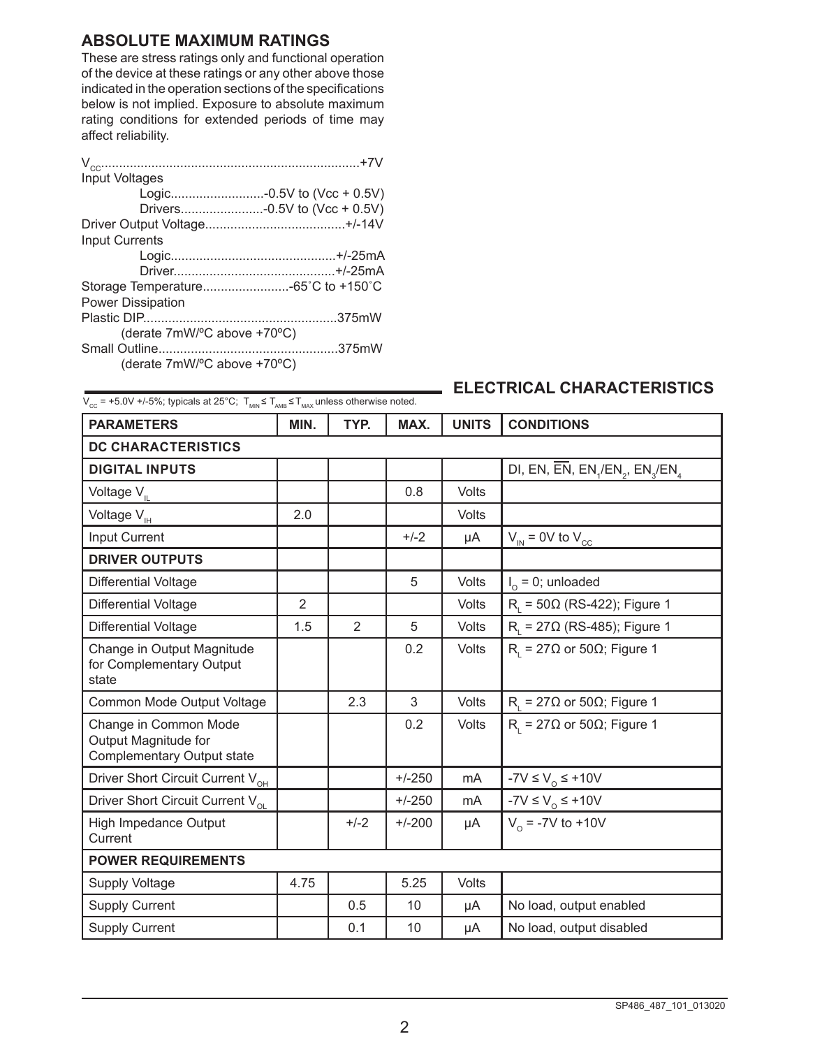## ABSOLUTE MAXIMUM RATINGS

These are stress ratings only and functional operation of the device at these ratings or any other above those indicated in the operation sections of the specifications below is not implied. Exposure to absolute maximum rating conditions for extended periods of time may affect reliability.

$V_{CC}$........................................................................+7V
Input Voltages
 Logic..........................-0.5V to (Vcc + 0.5V)
 Drivers.......................-0.5V to (Vcc + 0.5V)
Driver Output Voltage......................................+/-14V
Input Currents
 Logic.............................................+/-25mA
 Driver............................................+/-25mA
Storage Temperature........................-65˚C to +150˚C
Power Dissipation
Plastic DIP.....................................................375mW
 (derate 7mW/ºC above +70ºC)
Small Outline.................................................375mW
 (derate 7mW/ºC above +70ºC)

## ELECTRICAL CHARACTERISTICS

$V_{CC}$ = +5.0V +/-5%; typicals at 25°C; $T_{MIN} \leq T_{AMB} \leq T_{MAX}$ unless otherwise noted.

| PARAMETERS | MIN. | TYP. | MAX. | UNITS | CONDITIONS |
|---|---|---|---|---|---|
| **DC CHARACTERISTICS** | | | | | |
| **DIGITAL INPUTS** | | | | | DI, EN, $\overline{EN}$, $EN_1/EN_2$, $EN_3/EN_4$ |
| Voltage $V_{IL}$ | | | 0.8 | Volts | |
| Voltage $V_{IH}$ | 2.0 | | | Volts | |
| Input Current | | | +/-2 | µA | $V_{IN}$ = 0V to $V_{CC}$ |
| **DRIVER OUTPUTS** | | | | | |
| Differential Voltage | | | 5 | Volts | $I_O$ = 0; unloaded |
| Differential Voltage | 2 | | | Volts | $R_L$ = 50Ω (RS-422); Figure 1 |
| Differential Voltage | 1.5 | 2 | 5 | Volts | $R_L$ = 27Ω (RS-485); Figure 1 |
| Change in Output Magnitude for Complementary Output state | | | 0.2 | Volts | $R_L$ = 27Ω or 50Ω; Figure 1 |
| Common Mode Output Voltage | | 2.3 | 3 | Volts | $R_L$ = 27Ω or 50Ω; Figure 1 |
| Change in Common Mode Output Magnitude for Complementary Output state | | | 0.2 | Volts | $R_L$ = 27Ω or 50Ω; Figure 1 |
| Driver Short Circuit Current $V_{OH}$ | | | +/-250 | mA | $-7V \leq V_O \leq +10V$ |
| Driver Short Circuit Current $V_{OL}$ | | | +/-250 | mA | $-7V \leq V_O \leq +10V$ |
| High Impedance Output Current | | +/-2 | +/-200 | µA | $V_O$ = -7V to +10V |
| **POWER REQUIREMENTS** | | | | | |
| Supply Voltage | 4.75 | | 5.25 | Volts | |
| Supply Current | | 0.5 | 10 | µA | No load, output enabled |
| Supply Current | | 0.1 | 10 | µA | No load, output disabled |

SP486_487_101_013020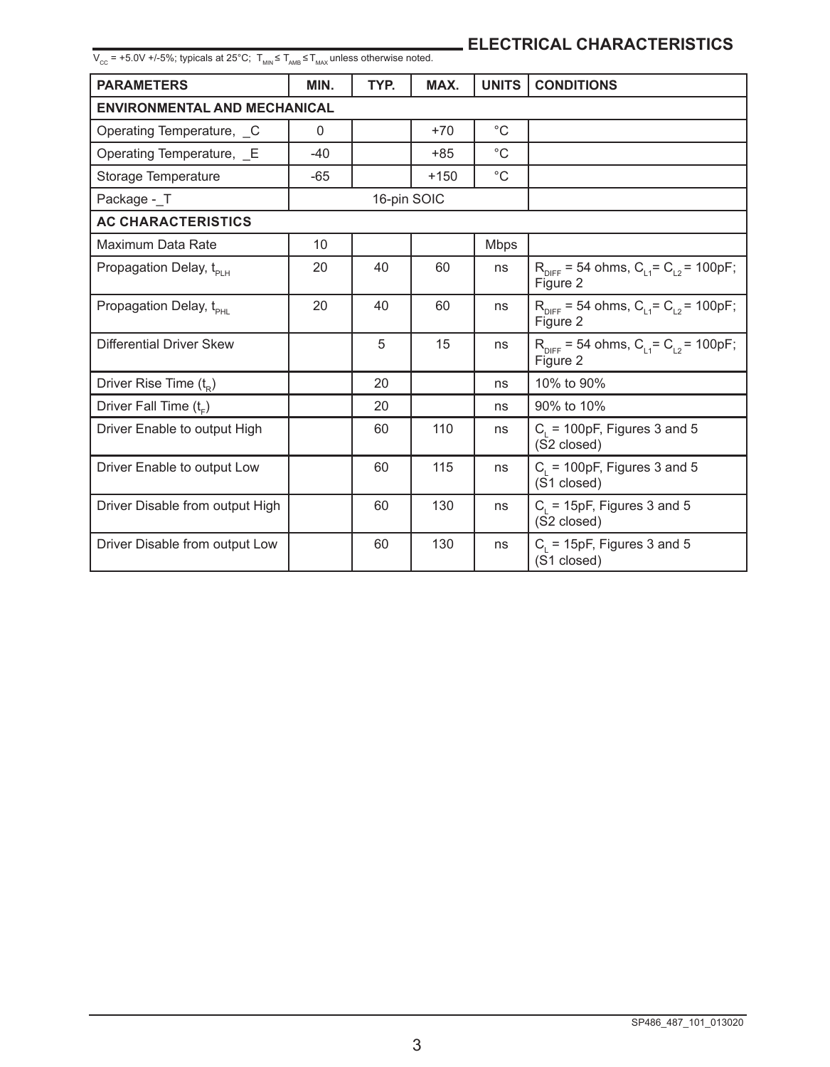## ELECTRICAL CHARACTERISTICS

$V_{CC}$ = +5.0V +/-5%; typicals at 25°C; $T_{MIN} \leq T_{AMB} \leq T_{MAX}$ unless otherwise noted.

| PARAMETERS | MIN. | TYP. | MAX. | UNITS | CONDITIONS |
|---|---|---|---|---|---|
| **ENVIRONMENTAL AND MECHANICAL** | | | | | |
| Operating Temperature, _C | 0 | | +70 | °C | |
| Operating Temperature, _E | -40 | | +85 | °C | |
| Storage Temperature | -65 | | +150 | °C | |
| Package -_T | 16-pin SOIC | | | | |
| **AC CHARACTERISTICS** | | | | | |
| Maximum Data Rate | 10 | | | Mbps | |
| Propagation Delay, $t_{PLH}$ | 20 | 40 | 60 | ns | $R_{DIFF}$ = 54 ohms, $C_{L1}$= $C_{L2}$ = 100pF; Figure 2 |
| Propagation Delay, $t_{PHL}$ | 20 | 40 | 60 | ns | $R_{DIFF}$ = 54 ohms, $C_{L1}$= $C_{L2}$ = 100pF; Figure 2 |
| Differential Driver Skew | | 5 | 15 | ns | $R_{DIFF}$ = 54 ohms, $C_{L1}$= $C_{L2}$ = 100pF; Figure 2 |
| Driver Rise Time ($t_R$) | | 20 | | ns | 10% to 90% |
| Driver Fall Time ($t_F$) | | 20 | | ns | 90% to 10% |
| Driver Enable to output High | | 60 | 110 | ns | $C_L$ = 100pF, Figures 3 and 5 (S2 closed) |
| Driver Enable to output Low | | 60 | 115 | ns | $C_L$ = 100pF, Figures 3 and 5 (S1 closed) |
| Driver Disable from output High | | 60 | 130 | ns | $C_L$ = 15pF, Figures 3 and 5 (S2 closed) |
| Driver Disable from output Low | | 60 | 130 | ns | $C_L$ = 15pF, Figures 3 and 5 (S1 closed) |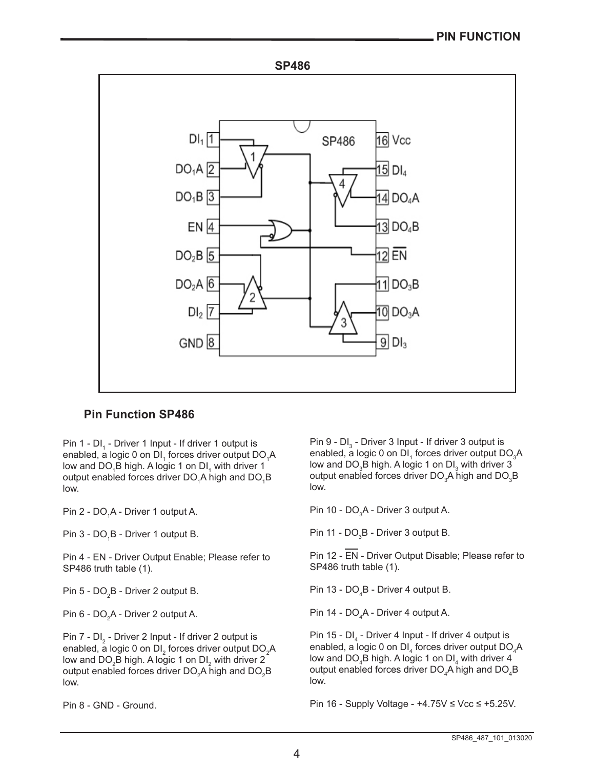**SP486**

## Pin Function SP486

Pin 1 - $DI_1$ - Driver 1 Input - If driver 1 output is enabled, a logic 0 on $DI_1$ forces driver output $DO_1A$ low and $DO_1B$ high. A logic 1 on $DI_1$ with driver 1 output enabled forces driver $DO_1A$ high and $DO_1B$ low.

Pin 2 - $DO_1A$ - Driver 1 output A.

Pin 3 - $DO_1B$ - Driver 1 output B.

Pin 4 - EN - Driver Output Enable; Please refer to SP486 truth table (1).

Pin 5 - $DO_2B$ - Driver 2 output B.

Pin 6 - $DO_2A$ - Driver 2 output A.

Pin 7 - $DI_2$ - Driver 2 Input - If driver 2 output is enabled, a logic 0 on $DI_2$ forces driver output $DO_2A$ low and $DO_2B$ high. A logic 1 on $DI_2$ with driver 2 output enabled forces driver $DO_2A$ high and $DO_2B$ low.

Pin 8 - GND - Ground.

Pin 9 - $DI_3$ - Driver 3 Input - If driver 3 output is enabled, a logic 0 on $DI_1$ forces driver output $DO_3A$ low and $DO_3B$ high. A logic 1 on $DI_3$ with driver 3 output enabled forces driver $DO_3A$ high and $DO_3B$ low.

Pin 10 - $DO_3A$ - Driver 3 output A.

Pin 11 - $DO_3B$ - Driver 3 output B.

Pin 12 - $\overline{EN}$ - Driver Output Disable; Please refer to SP486 truth table (1).

Pin 13 - $DO_4B$ - Driver 4 output B.

Pin 14 - $DO_4A$ - Driver 4 output A.

Pin 15 - $DI_4$ - Driver 4 Input - If driver 4 output is enabled, a logic 0 on $DI_4$ forces driver output $DO_4A$ low and $DO_4B$ high. A logic 1 on $DI_4$ with driver 4 output enabled forces driver $DO_4A$ high and $DO_4B$ low.

Pin 16 - Supply Voltage - $+4.75V \leq Vcc \leq +5.25V$.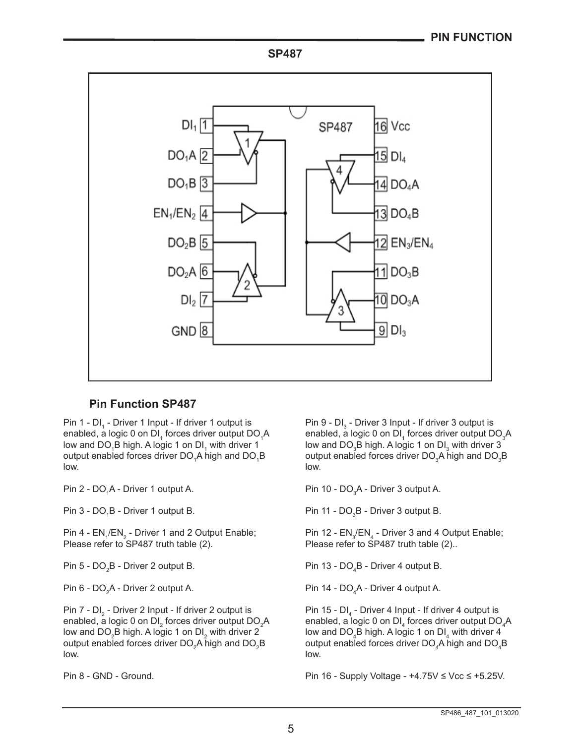**SP487**

## Pin Function SP487

Pin 1 - $DI_1$ - Driver 1 Input - If driver 1 output is enabled, a logic 0 on $DI_1$ forces driver output $DO_1A$ low and $DO_1B$ high. A logic 1 on $DI_1$ with driver 1 output enabled forces driver $DO_1A$ high and $DO_1B$ low.

Pin 2 - $DO_1A$ - Driver 1 output A.

Pin 3 - $DO_1B$ - Driver 1 output B.

Pin 4 - $EN_1/EN_2$ - Driver 1 and 2 Output Enable; Please refer to SP487 truth table (2).

Pin 5 - $DO_2B$ - Driver 2 output B.

Pin 6 - $DO_2A$ - Driver 2 output A.

Pin 7 - $DI_2$ - Driver 2 Input - If driver 2 output is enabled, a logic 0 on $DI_2$ forces driver output $DO_2A$ low and $DO_2B$ high. A logic 1 on $DI_2$ with driver 2 output enabled forces driver $DO_2A$ high and $DO_2B$ low.

Pin 8 - GND - Ground.

Pin 9 - $DI_3$ - Driver 3 Input - If driver 3 output is enabled, a logic 0 on $DI_1$ forces driver output $DO_3A$ low and $DO_3B$ high. A logic 1 on $DI_3$ with driver 3 output enabled forces driver $DO_3A$ high and $DO_3B$ low.

Pin 10 - $DO_3A$ - Driver 3 output A.

Pin 11 - $DO_3B$ - Driver 3 output B.

Pin 12 - $EN_3/EN_4$ - Driver 3 and 4 Output Enable; Please refer to SP487 truth table (2)..

Pin 13 - $DO_4B$ - Driver 4 output B.

Pin 14 - $DO_4A$ - Driver 4 output A.

Pin 15 - $DI_4$ - Driver 4 Input - If driver 4 output is enabled, a logic 0 on $DI_4$ forces driver output $DO_4A$ low and $DO_4B$ high. A logic 1 on $DI_4$ with driver 4 output enabled forces driver $DO_4A$ high and $DO_4B$ low.

Pin 16 - Supply Voltage - $+4.75V \leq Vcc \leq +5.25V$.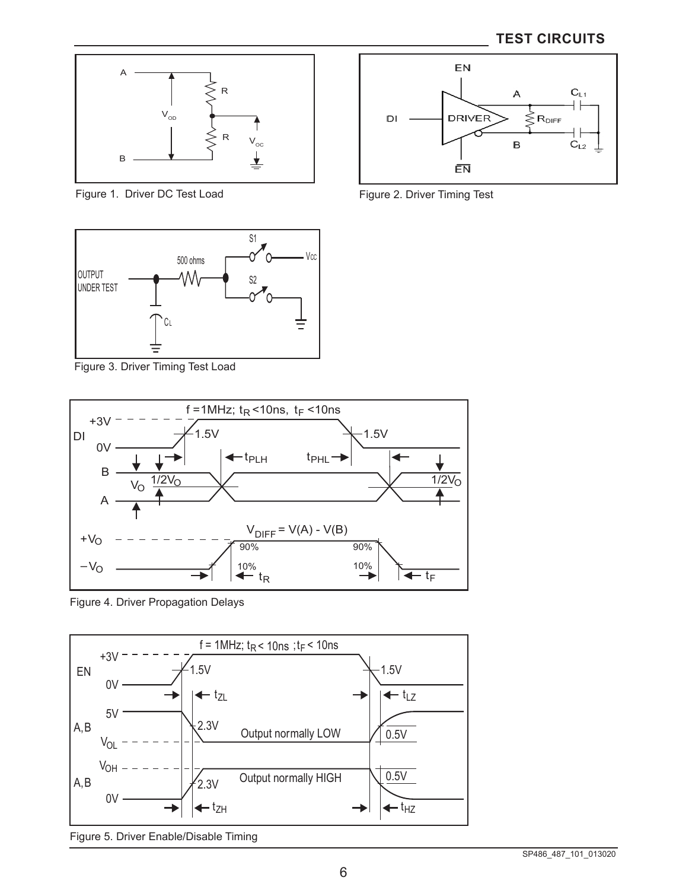## TEST CIRCUITS

Figure 1. Driver DC Test Load

Figure 2. Driver Timing Test

Figure 3. Driver Timing Test Load

Figure 4. Driver Propagation Delays

Figure 5. Driver Enable/Disable Timing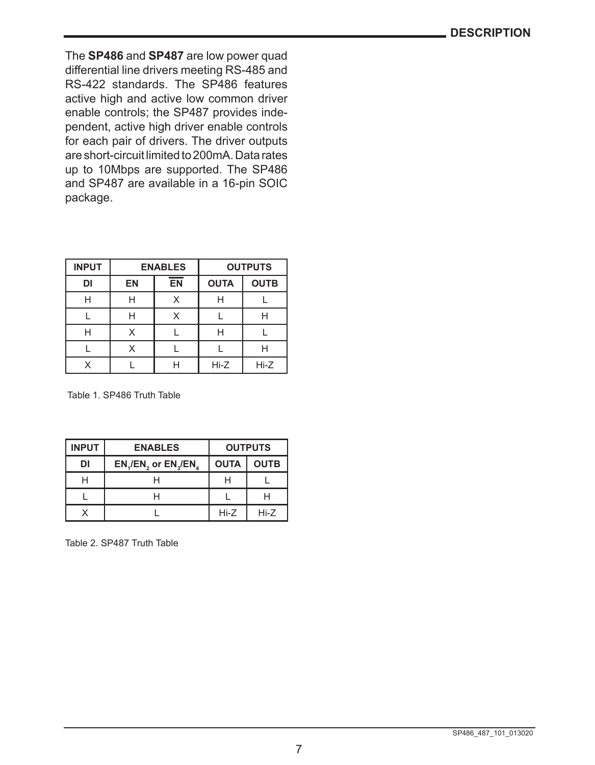## DESCRIPTION

The **SP486** and **SP487** are low power quad differential line drivers meeting RS-485 and RS-422 standards. The SP486 features active high and active low common driver enable controls; the SP487 provides independent, active high driver enable controls for each pair of drivers. The driver outputs are short-circuit limited to 200mA. Data rates up to 10Mbps are supported. The SP486 and SP487 are available in a 16-pin SOIC package.

| INPUT | ENABLES | | OUTPUTS | |
|---|---|---|---|---|
| DI | EN | $\overline{EN}$ | OUTA | OUTB |
| H | H | X | H | L |
| L | H | X | L | H |
| H | X | L | H | L |
| L | X | L | L | H |
| X | L | H | Hi-Z | Hi-Z |

Table 1. SP486 Truth Table

| INPUT | ENABLES | OUTPUTS | |
|---|---|---|---|
| DI | $EN_1/EN_2$ or $EN_3/EN_4$ | OUTA | OUTB |
| H | H | H | L |
| L | H | L | H |
| X | L | Hi-Z | Hi-Z |

Table 2. SP487 Truth Table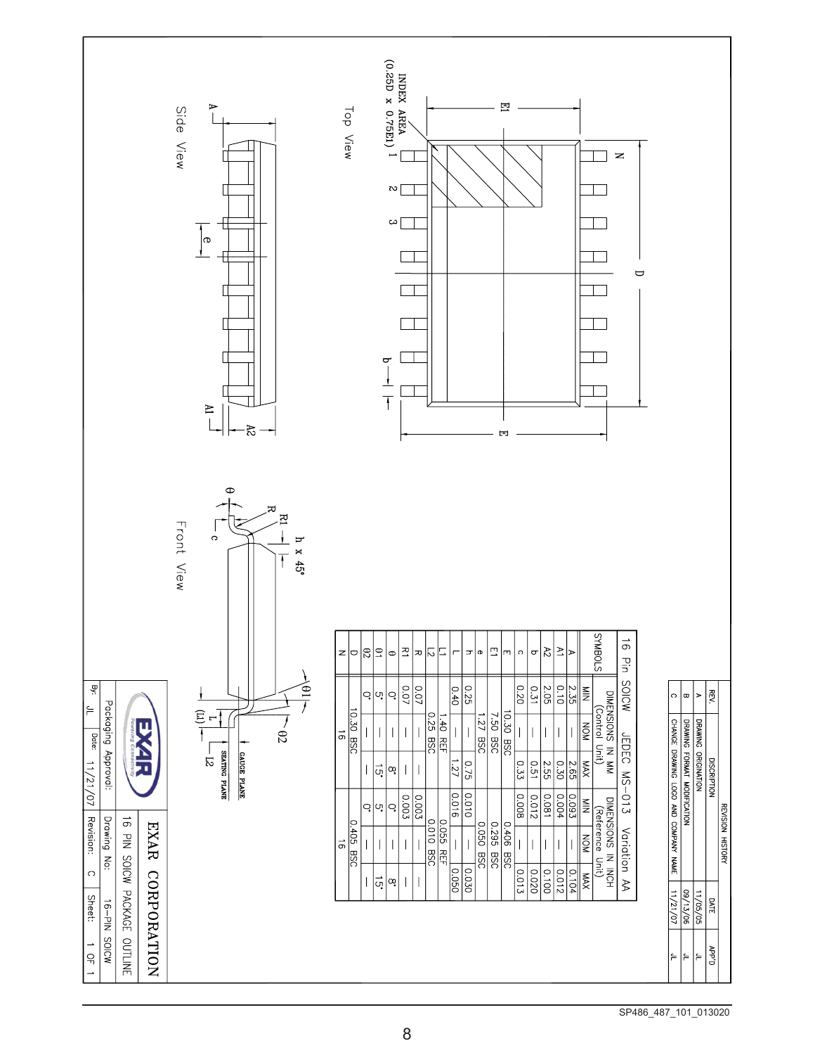## REVISION HISTORY

| REV. | DESCRIPTION | DATE | APP'D |
|---|---|---|---|
| A | DRAWING ORIGINATION | 11/05/05 | JL |
| B | DRAWING FORMAT MODIFICATION | 09/13/06 | JL |
| C | CHANGE DRAWING LOGO AND COMPANY NAME | 11/21/07 | JL |

Top View

INDEX AREA (0.25D x 0.75E1)

Side View

Front View

GAUGE PLANE

SEATING PLANE

### 16 Pin SOICW JEDEC MS-013 Variation AA

| SYMBOLS | DIMENSIONS IN MM (Control Unit) | | | DIMENSIONS IN INCH (Reference Unit) | | |
|---|---|---|---|---|---|---|
| | MIN | NOM | MAX | MIN | NOM | MAX |
| A | 2.35 | — | 2.65 | 0.093 | — | 0.104 |
| A1 | 0.10 | — | 0.30 | 0.004 | — | 0.012 |
| A2 | 2.05 | — | 2.55 | 0.081 | — | 0.100 |
| b | 0.31 | — | 0.51 | 0.012 | — | 0.020 |
| c | 0.20 | — | 0.33 | 0.008 | — | 0.013 |
| E | | 10.30 BSC | | | 0.406 BSC | |
| E1 | | 7.50 BSC | | | 0.295 BSC | |
| e | | 1.27 BSC | | | 0.050 BSC | |
| h | 0.25 | — | 0.75 | 0.010 | — | 0.030 |
| L | 0.40 | — | 1.27 | 0.016 | — | 0.050 |
| L1 | | 1.40 REF | | | 0.055 REF | |
| L2 | | 0.25 BSC | | | 0.010 BSC | |
| R | 0.07 | — | — | 0.003 | — | — |
| R1 | 0.07 | — | — | 0.003 | — | — |
| θ | 0° | — | 8° | 0° | — | 8° |
| θ1 | 5° | — | 15° | 5° | — | 15° |
| θ2 | 0° | — | — | 0° | — | — |
| D | | 10.30 BSC | | | 0.405 BSC | |
| N | | 16 | | | 16 | |

**EXAR CORPORATION**

16 PIN SOICW PACKAGE OUTLINE

| Packaging Approval: | | Drawing No: 16-PIN SOICW | |
|---|---|---|---|
| By: JL | Date: 11/21/07 | Revision: C | Sheet: 1 OF 1 |

SP486_487_101_013020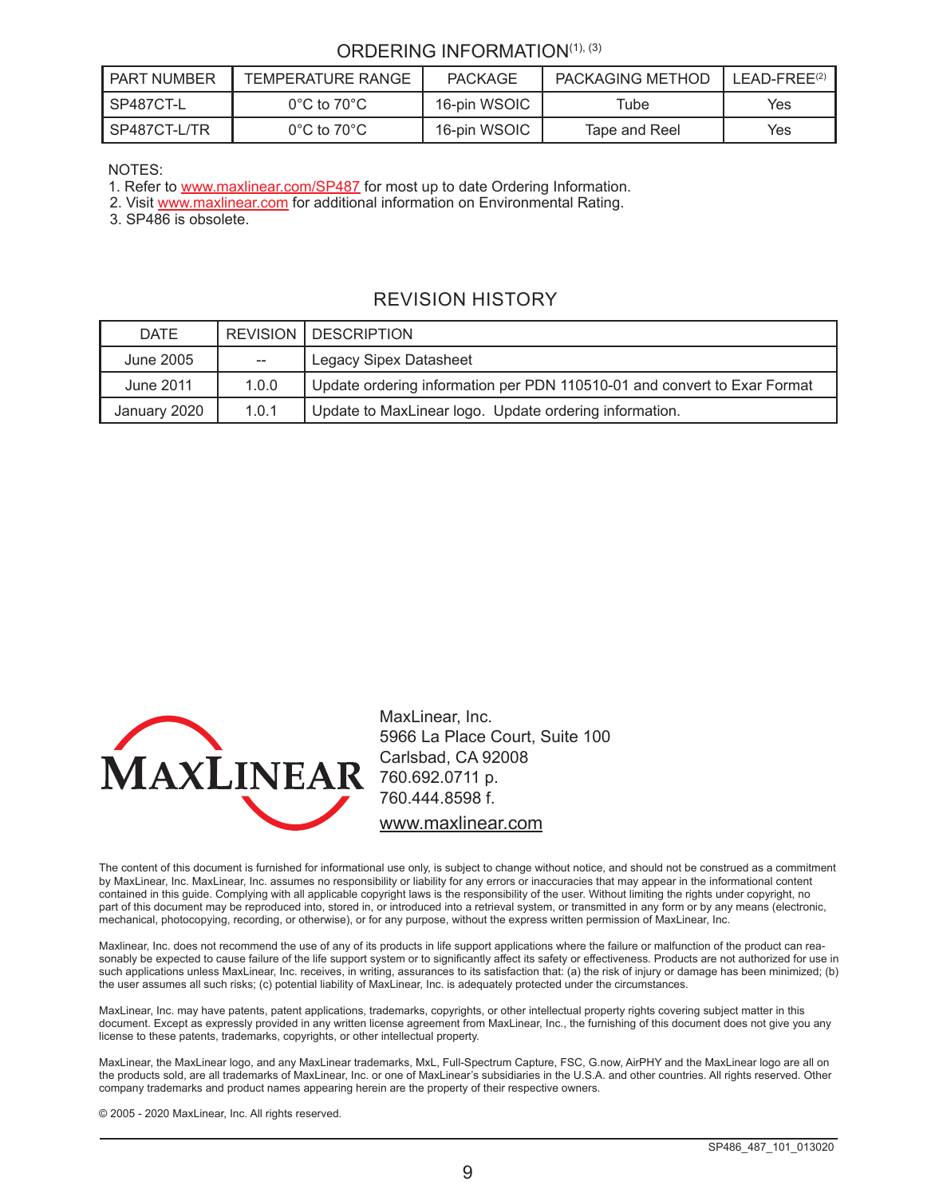## ORDERING INFORMATION(1), (3)

| PART NUMBER | TEMPERATURE RANGE | PACKAGE | PACKAGING METHOD | LEAD-FREE(2) |
|---|---|---|---|---|
| SP487CT-L | 0°C to 70°C | 16-pin WSOIC | Tube | Yes |
| SP487CT-L/TR | 0°C to 70°C | 16-pin WSOIC | Tape and Reel | Yes |

NOTES:
1. Refer to www.maxlinear.com/SP487 for most up to date Ordering Information.
2. Visit www.maxlinear.com for additional information on Environmental Rating.
3. SP486 is obsolete.

## REVISION HISTORY

| DATE | REVISION | DESCRIPTION |
|---|---|---|
| June 2005 | -- | Legacy Sipex Datasheet |
| June 2011 | 1.0.0 | Update ordering information per PDN 110510-01 and convert to Exar Format |
| January 2020 | 1.0.1 | Update to MaxLinear logo. Update ordering information. |

MAXLINEAR

MaxLinear, Inc.
5966 La Place Court, Suite 100
Carlsbad, CA 92008
760.692.0711 p.
760.444.8598 f.
www.maxlinear.com

The content of this document is furnished for informational use only, is subject to change without notice, and should not be construed as a commitment by MaxLinear, Inc. MaxLinear, Inc. assumes no responsibility or liability for any errors or inaccuracies that may appear in the informational content contained in this guide. Complying with all applicable copyright laws is the responsibility of the user. Without limiting the rights under copyright, no part of this document may be reproduced into, stored in, or introduced into a retrieval system, or transmitted in any form or by any means (electronic, mechanical, photocopying, recording, or otherwise), or for any purpose, without the express written permission of MaxLinear, Inc.

Maxlinear, Inc. does not recommend the use of any of its products in life support applications where the failure or malfunction of the product can reasonably be expected to cause failure of the life support system or to significantly affect its safety or effectiveness. Products are not authorized for use in such applications unless MaxLinear, Inc. receives, in writing, assurances to its satisfaction that: (a) the risk of injury or damage has been minimized; (b) the user assumes all such risks; (c) potential liability of MaxLinear, Inc. is adequately protected under the circumstances.

MaxLinear, Inc. may have patents, patent applications, trademarks, copyrights, or other intellectual property rights covering subject matter in this document. Except as expressly provided in any written license agreement from MaxLinear, Inc., the furnishing of this document does not give you any license to these patents, trademarks, copyrights, or other intellectual property.

MaxLinear, the MaxLinear logo, and any MaxLinear trademarks, MxL, Full-Spectrum Capture, FSC, G.now, AirPHY and the MaxLinear logo are all on the products sold, are all trademarks of MaxLinear, Inc. or one of MaxLinear's subsidiaries in the U.S.A. and other countries. All rights reserved. Other company trademarks and product names appearing herein are the property of their respective owners.

© 2005 - 2020 MaxLinear, Inc. All rights reserved.

SP486_487_101_013020